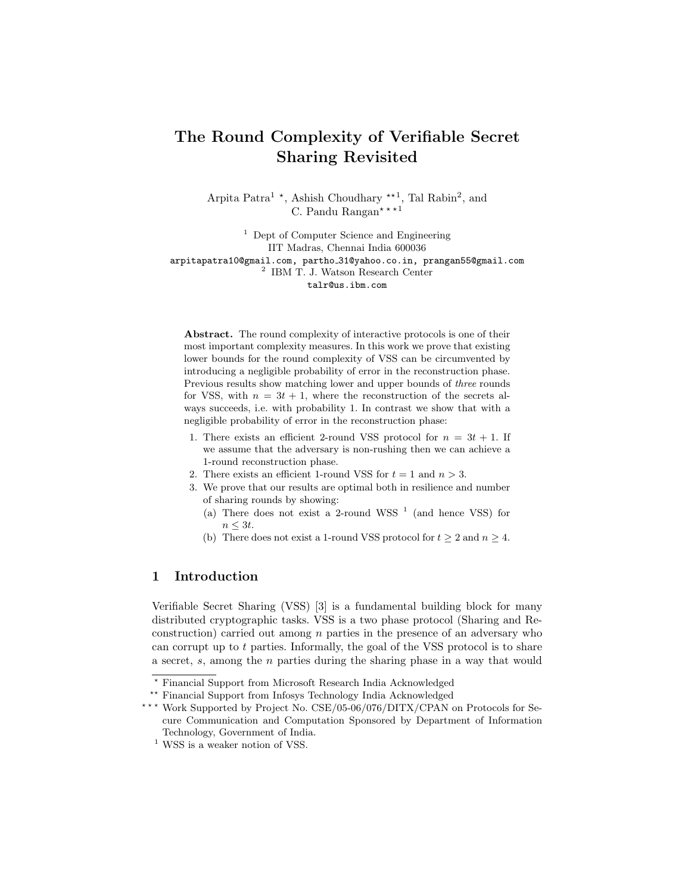# The Round Complexity of Verifiable Secret Sharing Revisited

Arpita Patra[1] *, Ashish Choudhary **[1], Tal Rabin[2], and C. Pandu Rangan***[1]

[1] Dept of Computer Science and Engineering
IIT Madras, Chennai India 600036
arpitapatra10@gmail.com, partho_31@yahoo.co.in, prangan55@gmail.com
[2] IBM T. J. Watson Research Center
talr@us.ibm.com

**Abstract.** The round complexity of interactive protocols is one of their most important complexity measures. In this work we prove that existing lower bounds for the round complexity of VSS can be circumvented by introducing a negligible probability of error in the reconstruction phase. Previous results show matching lower and upper bounds of *three* rounds for VSS, with $n = 3t + 1$, where the reconstruction of the secrets always succeeds, i.e. with probability 1. In contrast we show that with a negligible probability of error in the reconstruction phase:

1. There exists an efficient 2-round VSS protocol for $n = 3t + 1$. If we assume that the adversary is non-rushing then we can achieve a 1-round reconstruction phase.
2. There exists an efficient 1-round VSS for $t = 1$ and $n > 3$.
3. We prove that our results are optimal both in resilience and number of sharing rounds by showing:
   (a) There does not exist a 2-round WSS [1] (and hence VSS) for $n \leq 3t$.
   (b) There does not exist a 1-round VSS protocol for $t \geq 2$ and $n \geq 4$.

## 1 Introduction

Verifiable Secret Sharing (VSS) [3] is a fundamental building block for many distributed cryptographic tasks. VSS is a two phase protocol (Sharing and Reconstruction) carried out among $n$ parties in the presence of an adversary who can corrupt up to $t$ parties. Informally, the goal of the VSS protocol is to share a secret, $s$, among the $n$ parties during the sharing phase in a way that would

---

* Financial Support from Microsoft Research India Acknowledged
** Financial Support from Infosys Technology India Acknowledged
*** Work Supported by Project No. CSE/05-06/076/DITX/CPAN on Protocols for Secure Communication and Computation Sponsored by Department of Information Technology, Government of India.
[1] WSS is a weaker notion of VSS.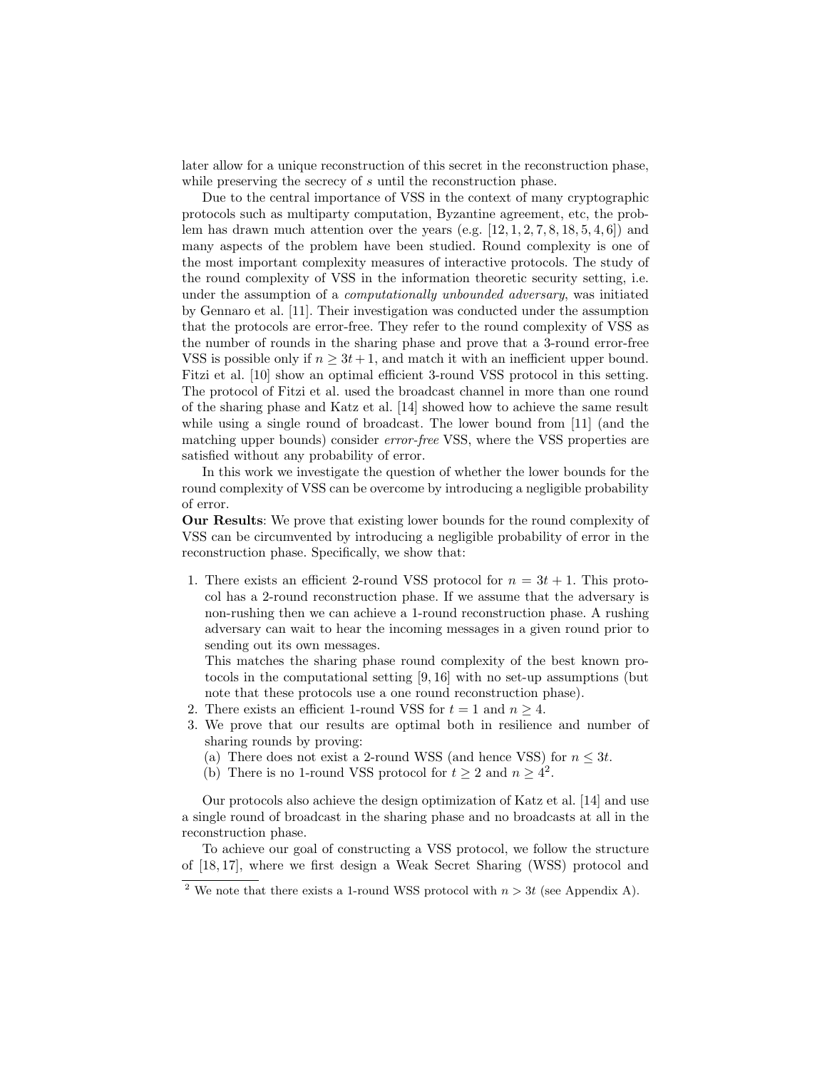later allow for a unique reconstruction of this secret in the reconstruction phase, while preserving the secrecy of $s$ until the reconstruction phase.

Due to the central importance of VSS in the context of many cryptographic protocols such as multiparty computation, Byzantine agreement, etc, the problem has drawn much attention over the years (e.g. [12, 1, 2, 7, 8, 18, 5, 4, 6]) and many aspects of the problem have been studied. Round complexity is one of the most important complexity measures of interactive protocols. The study of the round complexity of VSS in the information theoretic security setting, i.e. under the assumption of a *computationally unbounded adversary*, was initiated by Gennaro et al. [11]. Their investigation was conducted under the assumption that the protocols are error-free. They refer to the round complexity of VSS as the number of rounds in the sharing phase and prove that a 3-round error-free VSS is possible only if $n \geq 3t+1$, and match it with an inefficient upper bound. Fitzi et al. [10] show an optimal efficient 3-round VSS protocol in this setting. The protocol of Fitzi et al. used the broadcast channel in more than one round of the sharing phase and Katz et al. [14] showed how to achieve the same result while using a single round of broadcast. The lower bound from [11] (and the matching upper bounds) consider *error-free* VSS, where the VSS properties are satisfied without any probability of error.

In this work we investigate the question of whether the lower bounds for the round complexity of VSS can be overcome by introducing a negligible probability of error.

**Our Results**: We prove that existing lower bounds for the round complexity of VSS can be circumvented by introducing a negligible probability of error in the reconstruction phase. Specifically, we show that:

1. There exists an efficient 2-round VSS protocol for $n = 3t + 1$. This protocol has a 2-round reconstruction phase. If we assume that the adversary is non-rushing then we can achieve a 1-round reconstruction phase. A rushing adversary can wait to hear the incoming messages in a given round prior to sending out its own messages.
   This matches the sharing phase round complexity of the best known protocols in the computational setting [9, 16] with no set-up assumptions (but note that these protocols use a one round reconstruction phase).
2. There exists an efficient 1-round VSS for $t = 1$ and $n \geq 4$.
3. We prove that our results are optimal both in resilience and number of sharing rounds by proving:
   (a) There does not exist a 2-round WSS (and hence VSS) for $n \leq 3t$.
   (b) There is no 1-round VSS protocol for $t \geq 2$ and $n \geq 4$[2].

Our protocols also achieve the design optimization of Katz et al. [14] and use a single round of broadcast in the sharing phase and no broadcasts at all in the reconstruction phase.

To achieve our goal of constructing a VSS protocol, we follow the structure of [18, 17], where we first design a Weak Secret Sharing (WSS) protocol and

[2] We note that there exists a 1-round WSS protocol with $n > 3t$ (see Appendix A).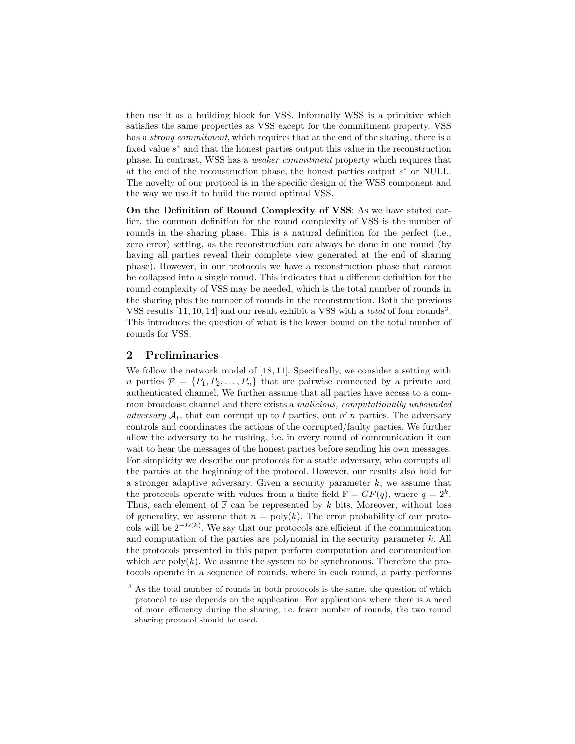then use it as a building block for VSS. Informally WSS is a primitive which satisfies the same properties as VSS except for the commitment property. VSS has a *strong commitment*, which requires that at the end of the sharing, there is a fixed value $s^*$ and that the honest parties output this value in the reconstruction phase. In contrast, WSS has a *weaker commitment* property which requires that at the end of the reconstruction phase, the honest parties output $s^*$ or NULL. The novelty of our protocol is in the specific design of the WSS component and the way we use it to build the round optimal VSS.

**On the Definition of Round Complexity of VSS**: As we have stated earlier, the common definition for the round complexity of VSS is the number of rounds in the sharing phase. This is a natural definition for the perfect (i.e., zero error) setting, as the reconstruction can always be done in one round (by having all parties reveal their complete view generated at the end of sharing phase). However, in our protocols we have a reconstruction phase that cannot be collapsed into a single round. This indicates that a different definition for the round complexity of VSS may be needed, which is the total number of rounds in the sharing plus the number of rounds in the reconstruction. Both the previous VSS results [11, 10, 14] and our result exhibit a VSS with a *total* of four rounds[3]. This introduces the question of what is the lower bound on the total number of rounds for VSS.

## 2 Preliminaries

We follow the network model of [18, 11]. Specifically, we consider a setting with $n$ parties $\mathcal{P} = \{P_1, P_2, \ldots, P_n\}$ that are pairwise connected by a private and authenticated channel. We further assume that all parties have access to a common broadcast channel and there exists a *malicious, computationally unbounded adversary* $\mathcal{A}_t$, that can corrupt up to $t$ parties, out of $n$ parties. The adversary controls and coordinates the actions of the corrupted/faulty parties. We further allow the adversary to be rushing, i.e. in every round of communication it can wait to hear the messages of the honest parties before sending his own messages. For simplicity we describe our protocols for a static adversary, who corrupts all the parties at the beginning of the protocol. However, our results also hold for a stronger adaptive adversary. Given a security parameter $k$, we assume that the protocols operate with values from a finite field $\mathbb{F} = GF(q)$, where $q = 2^k$. Thus, each element of $\mathbb{F}$ can be represented by $k$ bits. Moreover, without loss of generality, we assume that $n = \text{poly}(k)$. The error probability of our protocols will be $2^{-\Omega(k)}$. We say that our protocols are efficient if the communication and computation of the parties are polynomial in the security parameter $k$. All the protocols presented in this paper perform computation and communication which are poly($k$). We assume the system to be synchronous. Therefore the protocols operate in a sequence of rounds, where in each round, a party performs

[3] As the total number of rounds in both protocols is the same, the question of which protocol to use depends on the application. For applications where there is a need of more efficiency during the sharing, i.e. fewer number of rounds, the two round sharing protocol should be used.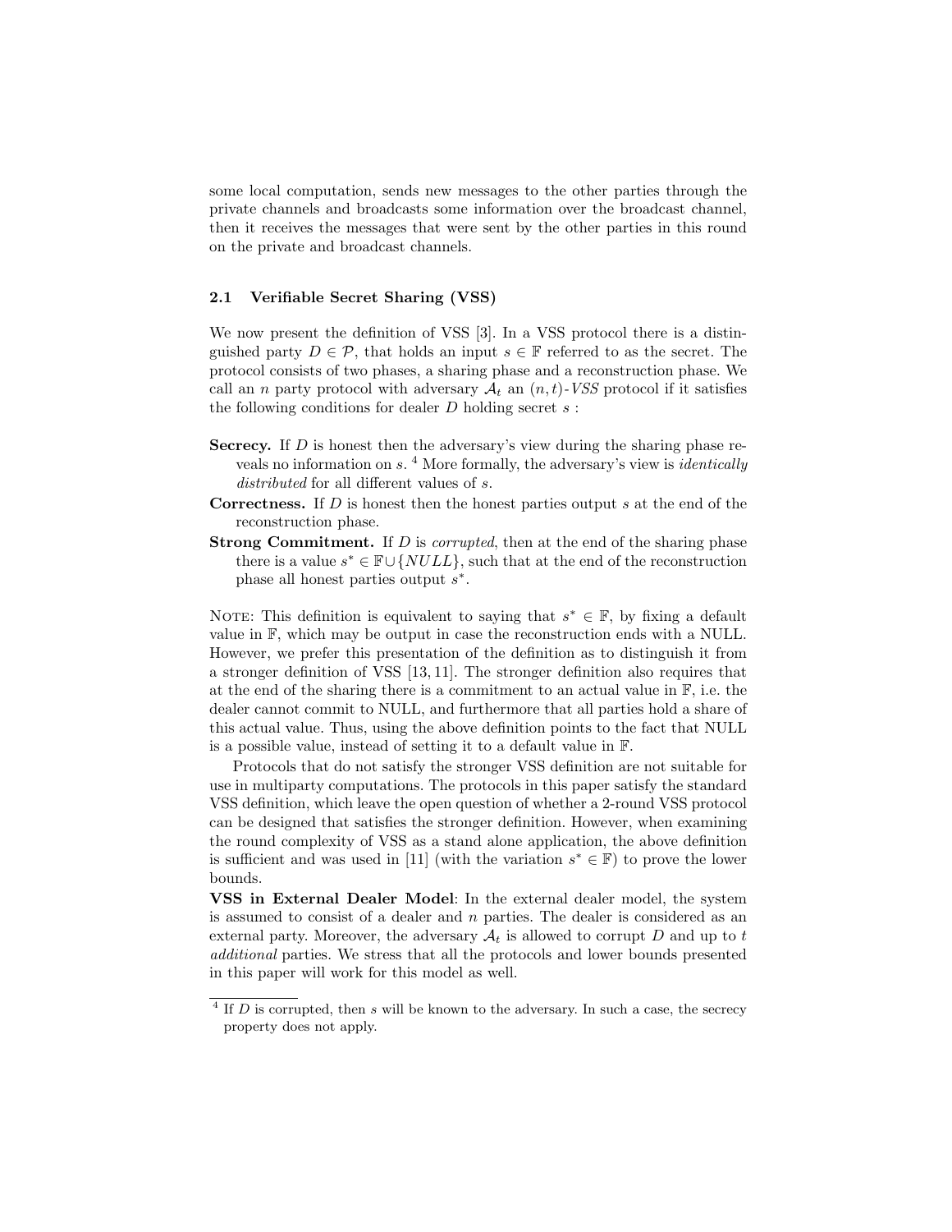some local computation, sends new messages to the other parties through the private channels and broadcasts some information over the broadcast channel, then it receives the messages that were sent by the other parties in this round on the private and broadcast channels.

### 2.1 Verifiable Secret Sharing (VSS)

We now present the definition of VSS [3]. In a VSS protocol there is a distinguished party $D \in \mathcal{P}$, that holds an input $s \in \mathbb{F}$ referred to as the secret. The protocol consists of two phases, a sharing phase and a reconstruction phase. We call an $n$ party protocol with adversary $\mathcal{A}_t$ an $(n,t)$-*VSS* protocol if it satisfies the following conditions for dealer $D$ holding secret $s$ :

**Secrecy.** If $D$ is honest then the adversary's view during the sharing phase reveals no information on $s$. [4] More formally, the adversary's view is *identically distributed* for all different values of $s$.

**Correctness.** If $D$ is honest then the honest parties output $s$ at the end of the reconstruction phase.

**Strong Commitment.** If $D$ is *corrupted*, then at the end of the sharing phase there is a value $s^* \in \mathbb{F} \cup \{NULL\}$, such that at the end of the reconstruction phase all honest parties output $s^*$.

Note: This definition is equivalent to saying that $s^* \in \mathbb{F}$, by fixing a default value in $\mathbb{F}$, which may be output in case the reconstruction ends with a NULL. However, we prefer this presentation of the definition as to distinguish it from a stronger definition of VSS [13, 11]. The stronger definition also requires that at the end of the sharing there is a commitment to an actual value in $\mathbb{F}$, i.e. the dealer cannot commit to NULL, and furthermore that all parties hold a share of this actual value. Thus, using the above definition points to the fact that NULL is a possible value, instead of setting it to a default value in $\mathbb{F}$.

Protocols that do not satisfy the stronger VSS definition are not suitable for use in multiparty computations. The protocols in this paper satisfy the standard VSS definition, which leave the open question of whether a 2-round VSS protocol can be designed that satisfies the stronger definition. However, when examining the round complexity of VSS as a stand alone application, the above definition is sufficient and was used in [11] (with the variation $s^* \in \mathbb{F}$) to prove the lower bounds.

**VSS in External Dealer Model**: In the external dealer model, the system is assumed to consist of a dealer and $n$ parties. The dealer is considered as an external party. Moreover, the adversary $\mathcal{A}_t$ is allowed to corrupt $D$ and up to $t$ *additional* parties. We stress that all the protocols and lower bounds presented in this paper will work for this model as well.

[4] If $D$ is corrupted, then $s$ will be known to the adversary. In such a case, the secrecy property does not apply.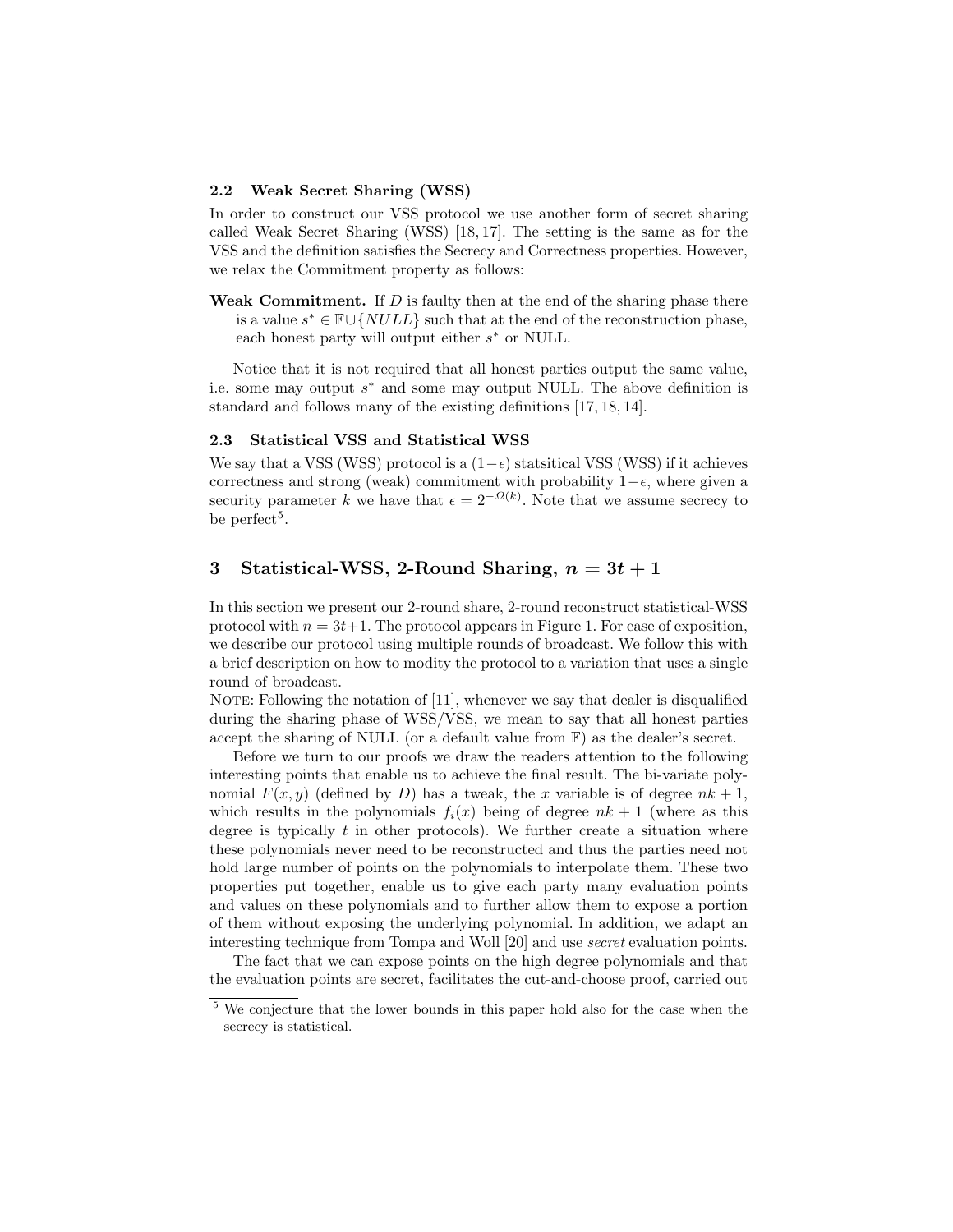### 2.2 Weak Secret Sharing (WSS)

In order to construct our VSS protocol we use another form of secret sharing called Weak Secret Sharing (WSS) [18, 17]. The setting is the same as for the VSS and the definition satisfies the Secrecy and Correctness properties. However, we relax the Commitment property as follows:

**Weak Commitment.** If $D$ is faulty then at the end of the sharing phase there is a value $s^* \in \mathbb{F} \cup \{NULL\}$ such that at the end of the reconstruction phase, each honest party will output either $s^*$ or NULL.

Notice that it is not required that all honest parties output the same value, i.e. some may output $s^*$ and some may output NULL. The above definition is standard and follows many of the existing definitions [17, 18, 14].

### 2.3 Statistical VSS and Statistical WSS

We say that a VSS (WSS) protocol is a $(1-\epsilon)$ statsitical VSS (WSS) if it achieves correctness and strong (weak) commitment with probability $1-\epsilon$, where given a security parameter $k$ we have that $\epsilon = 2^{-\Omega(k)}$. Note that we assume secrecy to be perfect[5].

## 3 Statistical-WSS, 2-Round Sharing, $n = 3t + 1$

In this section we present our 2-round share, 2-round reconstruct statistical-WSS protocol with $n = 3t+1$. The protocol appears in Figure 1. For ease of exposition, we describe our protocol using multiple rounds of broadcast. We follow this with a brief description on how to modity the protocol to a variation that uses a single round of broadcast.

NOTE: Following the notation of [11], whenever we say that dealer is disqualified during the sharing phase of WSS/VSS, we mean to say that all honest parties accept the sharing of NULL (or a default value from $\mathbb{F}$) as the dealer's secret.

Before we turn to our proofs we draw the readers attention to the following interesting points that enable us to achieve the final result. The bi-variate polynomial $F(x, y)$ (defined by $D$) has a tweak, the $x$ variable is of degree $nk + 1$, which results in the polynomials $f_i(x)$ being of degree $nk + 1$ (where as this degree is typically $t$ in other protocols). We further create a situation where these polynomials never need to be reconstructed and thus the parties need not hold large number of points on the polynomials to interpolate them. These two properties put together, enable us to give each party many evaluation points and values on these polynomials and to further allow them to expose a portion of them without exposing the underlying polynomial. In addition, we adapt an interesting technique from Tompa and Woll [20] and use *secret* evaluation points.

The fact that we can expose points on the high degree polynomials and that the evaluation points are secret, facilitates the cut-and-choose proof, carried out

[5] We conjecture that the lower bounds in this paper hold also for the case when the secrecy is statistical.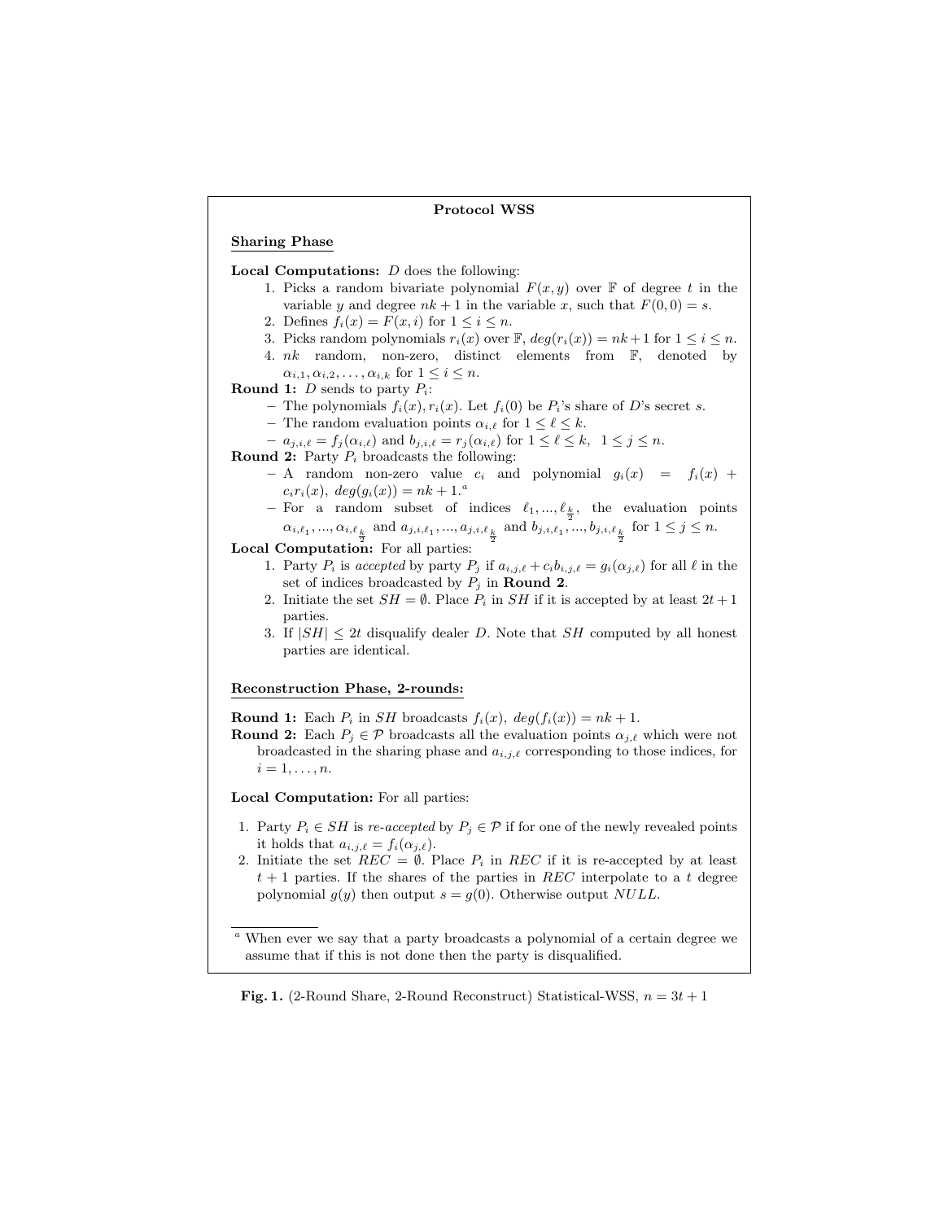**Protocol WSS**

**Sharing Phase**

**Local Computations:** $D$ does the following:

1. Picks a random bivariate polynomial $F(x, y)$ over $\mathbb{F}$ of degree $t$ in the variable $y$ and degree $nk + 1$ in the variable $x$, such that $F(0, 0) = s$.
2. Defines $f_i(x) = F(x, i)$ for $1 \leq i \leq n$.
3. Picks random polynomials $r_i(x)$ over $\mathbb{F}$, $deg(r_i(x)) = nk+1$ for $1 \leq i \leq n$.
4. $nk$ random, non-zero, distinct elements from $\mathbb{F}$, denoted by $\alpha_{i,1}, \alpha_{i,2}, \ldots, \alpha_{i,k}$ for $1 \leq i \leq n$.

**Round 1:** $D$ sends to party $P_i$:

- The polynomials $f_i(x), r_i(x)$. Let $f_i(0)$ be $P_i$'s share of $D$'s secret $s$.
- The random evaluation points $\alpha_{i,\ell}$ for $1 \leq \ell \leq k$.
- $a_{j,i,\ell} = f_j(\alpha_{i,\ell})$ and $b_{j,i,\ell} = r_j(\alpha_{i,\ell})$ for $1 \leq \ell \leq k$, $1 \leq j \leq n$.

**Round 2:** Party $P_i$ broadcasts the following:

- A random non-zero value $c_i$ and polynomial $g_i(x) = f_i(x) + c_i r_i(x)$, $deg(g_i(x)) = nk + 1$.[a]
- For a random subset of indices $\ell_1, ..., \ell_{\frac{k}{2}}$, the evaluation points $\alpha_{i,\ell_1}, ..., \alpha_{i,\ell_{\frac{k}{2}}}$ and $a_{j,i,\ell_1}, ..., a_{j,i,\ell_{\frac{k}{2}}}$ and $b_{j,i,\ell_1}, ..., b_{j,i,\ell_{\frac{k}{2}}}$ for $1 \leq j \leq n$.

**Local Computation:** For all parties:

1. Party $P_i$ is *accepted* by party $P_j$ if $a_{i,j,\ell} + c_i b_{i,j,\ell} = g_i(\alpha_{j,\ell})$ for all $\ell$ in the set of indices broadcasted by $P_j$ in **Round 2**.
2. Initiate the set $SH = \emptyset$. Place $P_i$ in $SH$ if it is accepted by at least $2t+1$ parties.
3. If $|SH| \leq 2t$ disqualify dealer $D$. Note that $SH$ computed by all honest parties are identical.

**Reconstruction Phase, 2-rounds:**

**Round 1:** Each $P_i$ in $SH$ broadcasts $f_i(x)$, $deg(f_i(x)) = nk + 1$.

**Round 2:** Each $P_j \in \mathcal{P}$ broadcasts all the evaluation points $\alpha_{j,\ell}$ which were not broadcasted in the sharing phase and $a_{i,j,\ell}$ corresponding to those indices, for $i = 1, \ldots, n$.

**Local Computation:** For all parties:

1. Party $P_i \in SH$ is *re-accepted* by $P_j \in \mathcal{P}$ if for one of the newly revealed points it holds that $a_{i,j,\ell} = f_i(\alpha_{j,\ell})$.
2. Initiate the set $REC = \emptyset$. Place $P_i$ in $REC$ if it is re-accepted by at least $t + 1$ parties. If the shares of the parties in $REC$ interpolate to a $t$ degree polynomial $g(y)$ then output $s = g(0)$. Otherwise output $NULL$.

[a] When ever we say that a party broadcasts a polynomial of a certain degree we assume that if this is not done then the party is disqualified.

**Fig. 1.** (2-Round Share, 2-Round Reconstruct) Statistical-WSS, $n = 3t + 1$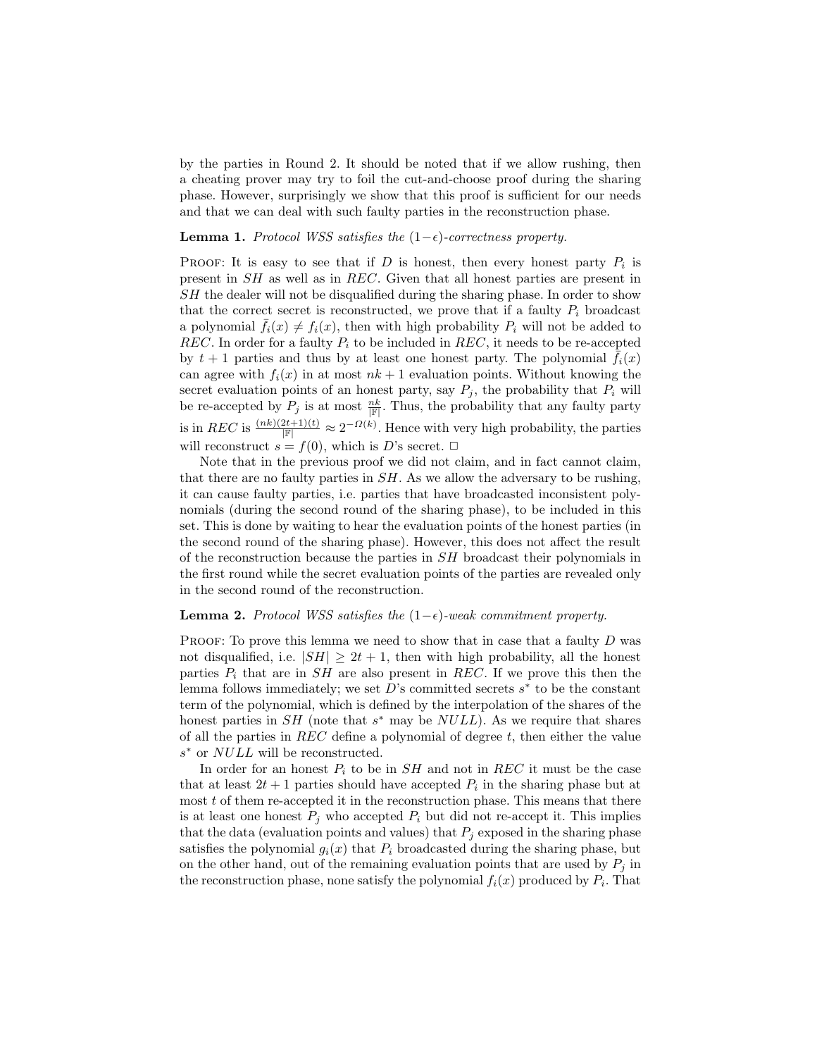by the parties in Round 2. It should be noted that if we allow rushing, then a cheating prover may try to foil the cut-and-choose proof during the sharing phase. However, surprisingly we show that this proof is sufficient for our needs and that we can deal with such faulty parties in the reconstruction phase.

**Lemma 1.** *Protocol WSS satisfies the* $(1-\epsilon)$*-correctness property.*

Proof: It is easy to see that if $D$ is honest, then every honest party $P_i$ is present in $SH$ as well as in $REC$. Given that all honest parties are present in $SH$ the dealer will not be disqualified during the sharing phase. In order to show that the correct secret is reconstructed, we prove that if a faulty $P_i$ broadcast a polynomial $\bar{f}_i(x) \neq f_i(x)$, then with high probability $P_i$ will not be added to $REC$. In order for a faulty $P_i$ to be included in $REC$, it needs to be re-accepted by $t+1$ parties and thus by at least one honest party. The polynomial $\bar{f}_i(x)$ can agree with $f_i(x)$ in at most $nk+1$ evaluation points. Without knowing the secret evaluation points of an honest party, say $P_j$, the probability that $P_i$ will be re-accepted by $P_j$ is at most $\frac{nk}{|\mathbb{F}|}$. Thus, the probability that any faulty party is in $REC$ is $\frac{(nk)(2t+1)(t)}{|\mathbb{F}|} \approx 2^{-\Omega(k)}$. Hence with very high probability, the parties will reconstruct $s = f(0)$, which is $D$'s secret. □

Note that in the previous proof we did not claim, and in fact cannot claim, that there are no faulty parties in $SH$. As we allow the adversary to be rushing, it can cause faulty parties, i.e. parties that have broadcasted inconsistent polynomials (during the second round of the sharing phase), to be included in this set. This is done by waiting to hear the evaluation points of the honest parties (in the second round of the sharing phase). However, this does not affect the result of the reconstruction because the parties in $SH$ broadcast their polynomials in the first round while the secret evaluation points of the parties are revealed only in the second round of the reconstruction.

**Lemma 2.** *Protocol WSS satisfies the* $(1-\epsilon)$*-weak commitment property.*

Proof: To prove this lemma we need to show that in case that a faulty $D$ was not disqualified, i.e. $|SH| \geq 2t+1$, then with high probability, all the honest parties $P_i$ that are in $SH$ are also present in $REC$. If we prove this then the lemma follows immediately; we set $D$'s committed secrets $s^*$ to be the constant term of the polynomial, which is defined by the interpolation of the shares of the honest parties in $SH$ (note that $s^*$ may be $NULL$). As we require that shares of all the parties in $REC$ define a polynomial of degree $t$, then either the value $s^*$ or $NULL$ will be reconstructed.

In order for an honest $P_i$ to be in $SH$ and not in $REC$ it must be the case that at least $2t+1$ parties should have accepted $P_i$ in the sharing phase but at most $t$ of them re-accepted it in the reconstruction phase. This means that there is at least one honest $P_j$ who accepted $P_i$ but did not re-accept it. This implies that the data (evaluation points and values) that $P_j$ exposed in the sharing phase satisfies the polynomial $g_i(x)$ that $P_i$ broadcasted during the sharing phase, but on the other hand, out of the remaining evaluation points that are used by $P_j$ in the reconstruction phase, none satisfy the polynomial $f_i(x)$ produced by $P_i$. That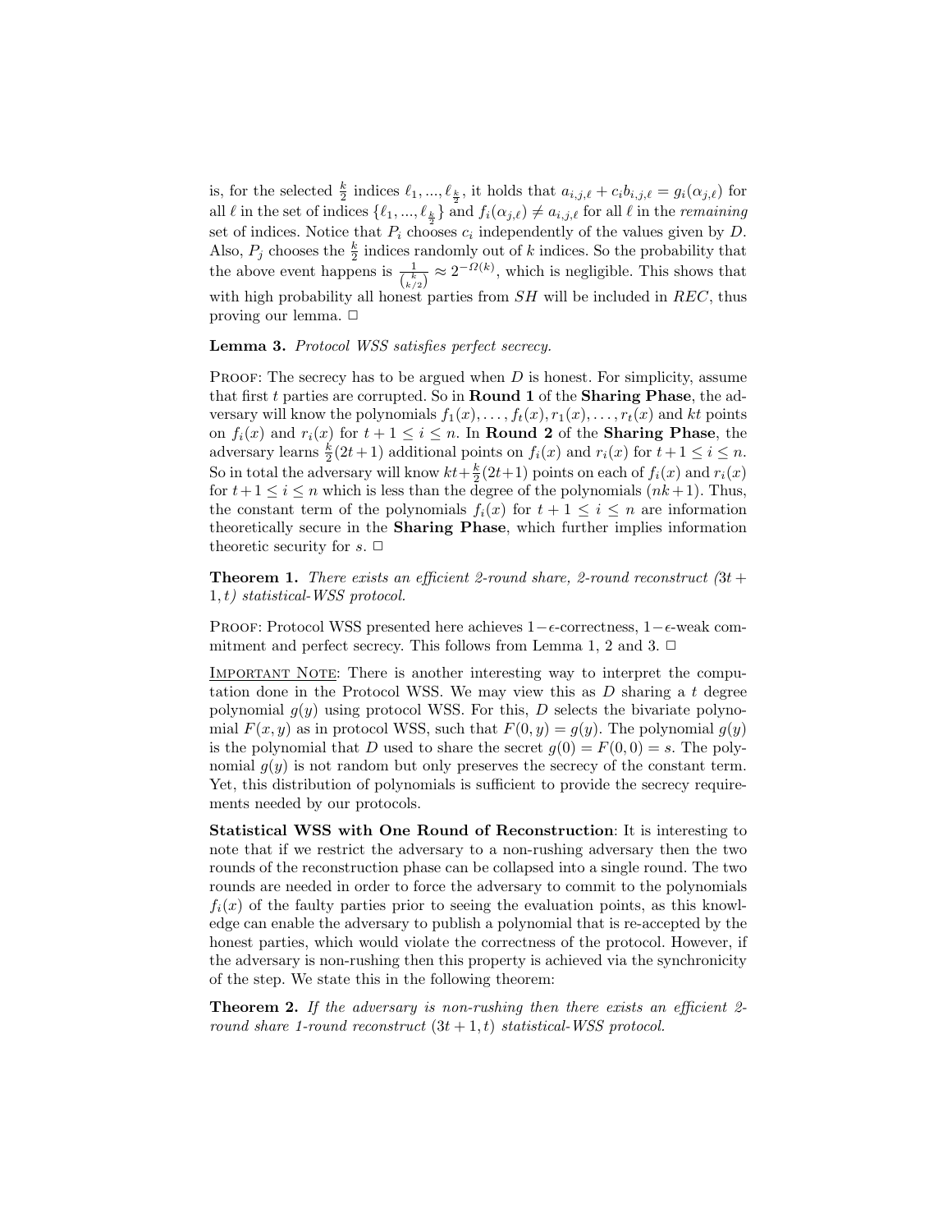is, for the selected $\frac{k}{2}$ indices $\ell_1, ..., \ell_{\frac{k}{2}}$, it holds that $a_{i,j,\ell} + c_i b_{i,j,\ell} = g_i(\alpha_{j,\ell})$ for all $\ell$ in the set of indices $\{\ell_1, ..., \ell_{\frac{k}{2}}\}$ and $f_i(\alpha_{j,\ell}) \neq a_{i,j,\ell}$ for all $\ell$ in the *remaining* set of indices. Notice that $P_i$ chooses $c_i$ independently of the values given by $D$. Also, $P_j$ chooses the $\frac{k}{2}$ indices randomly out of $k$ indices. So the probability that the above event happens is $\frac{1}{\binom{k}{k/2}} \approx 2^{-\Omega(k)}$, which is negligible. This shows that with high probability all honest parties from $SH$ will be included in $REC$, thus proving our lemma. □

**Lemma 3.** *Protocol WSS satisfies perfect secrecy.*

Proof: The secrecy has to be argued when $D$ is honest. For simplicity, assume that first $t$ parties are corrupted. So in **Round 1** of the **Sharing Phase**, the adversary will know the polynomials $f_1(x), \ldots, f_t(x), r_1(x), \ldots, r_t(x)$ and $kt$ points on $f_i(x)$ and $r_i(x)$ for $t+1 \leq i \leq n$. In **Round 2** of the **Sharing Phase**, the adversary learns $\frac{k}{2}(2t+1)$ additional points on $f_i(x)$ and $r_i(x)$ for $t+1 \leq i \leq n$. So in total the adversary will know $kt + \frac{k}{2}(2t+1)$ points on each of $f_i(x)$ and $r_i(x)$ for $t+1 \leq i \leq n$ which is less than the degree of the polynomials $(nk+1)$. Thus, the constant term of the polynomials $f_i(x)$ for $t+1 \leq i \leq n$ are information theoretically secure in the **Sharing Phase**, which further implies information theoretic security for $s$. □

**Theorem 1.** *There exists an efficient 2-round share, 2-round reconstruct $(3t+1, t)$ statistical-WSS protocol.*

Proof: Protocol WSS presented here achieves $1-\epsilon$-correctness, $1-\epsilon$-weak commitment and perfect secrecy. This follows from Lemma 1, 2 and 3. □

Important Note: There is another interesting way to interpret the computation done in the Protocol WSS. We may view this as $D$ sharing a $t$ degree polynomial $g(y)$ using protocol WSS. For this, $D$ selects the bivariate polynomial $F(x, y)$ as in protocol WSS, such that $F(0, y) = g(y)$. The polynomial $g(y)$ is the polynomial that $D$ used to share the secret $g(0) = F(0, 0) = s$. The polynomial $g(y)$ is not random but only preserves the secrecy of the constant term. Yet, this distribution of polynomials is sufficient to provide the secrecy requirements needed by our protocols.

**Statistical WSS with One Round of Reconstruction**: It is interesting to note that if we restrict the adversary to a non-rushing adversary then the two rounds of the reconstruction phase can be collapsed into a single round. The two rounds are needed in order to force the adversary to commit to the polynomials $f_i(x)$ of the faulty parties prior to seeing the evaluation points, as this knowledge can enable the adversary to publish a polynomial that is re-accepted by the honest parties, which would violate the correctness of the protocol. However, if the adversary is non-rushing then this property is achieved via the synchronicity of the step. We state this in the following theorem:

**Theorem 2.** *If the adversary is non-rushing then there exists an efficient 2-round share 1-round reconstruct $(3t+1, t)$ statistical-WSS protocol.*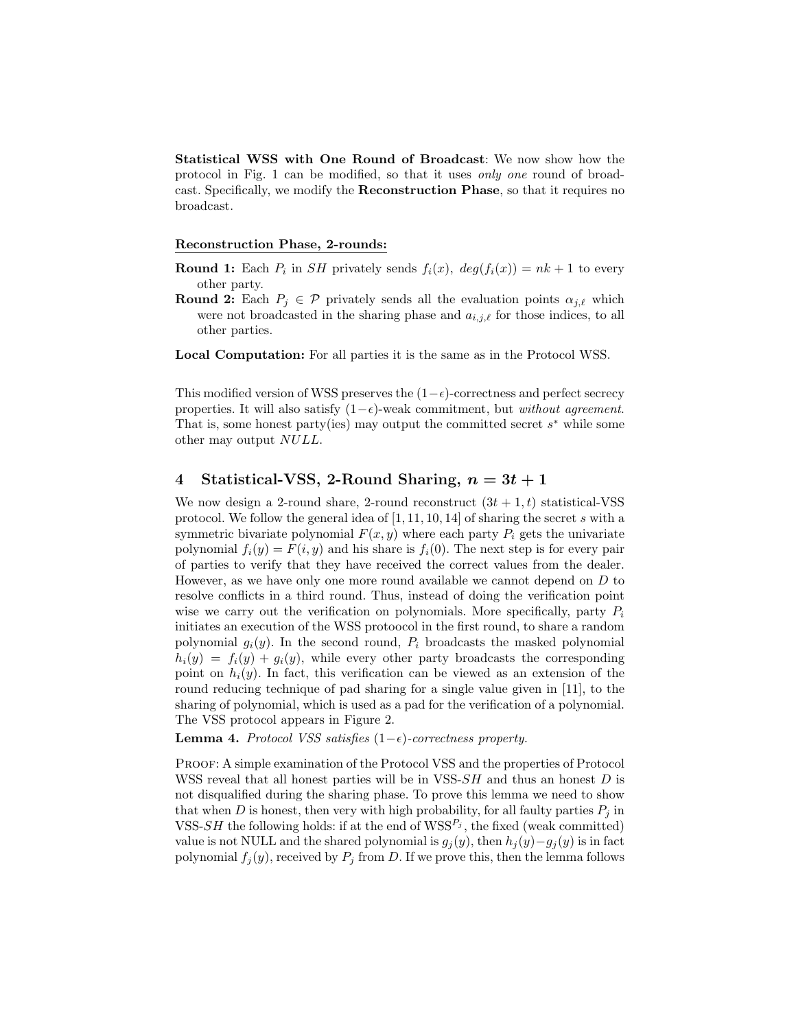**Statistical WSS with One Round of Broadcast**: We now show how the protocol in Fig. 1 can be modified, so that it uses *only one* round of broadcast. Specifically, we modify the **Reconstruction Phase**, so that it requires no broadcast.

**Reconstruction Phase, 2-rounds:**

**Round 1:** Each $P_i$ in $SH$ privately sends $f_i(x)$, $deg(f_i(x)) = nk + 1$ to every other party.

**Round 2:** Each $P_j \in \mathcal{P}$ privately sends all the evaluation points $\alpha_{j,\ell}$ which were not broadcasted in the sharing phase and $a_{i,j,\ell}$ for those indices, to all other parties.

**Local Computation:** For all parties it is the same as in the Protocol WSS.

This modified version of WSS preserves the $(1-\epsilon)$-correctness and perfect secrecy properties. It will also satisfy $(1-\epsilon)$-weak commitment, but *without agreement*. That is, some honest party(ies) may output the committed secret $s^*$ while some other may output $NULL$.

## 4 Statistical-VSS, 2-Round Sharing, $n = 3t + 1$

We now design a 2-round share, 2-round reconstruct $(3t + 1, t)$ statistical-VSS protocol. We follow the general idea of [1, 11, 10, 14] of sharing the secret $s$ with a symmetric bivariate polynomial $F(x, y)$ where each party $P_i$ gets the univariate polynomial $f_i(y) = F(i, y)$ and his share is $f_i(0)$. The next step is for every pair of parties to verify that they have received the correct values from the dealer. However, as we have only one more round available we cannot depend on $D$ to resolve conflicts in a third round. Thus, instead of doing the verification point wise we carry out the verification on polynomials. More specifically, party $P_i$ initiates an execution of the WSS protoocol in the first round, to share a random polynomial $g_i(y)$. In the second round, $P_i$ broadcasts the masked polynomial $h_i(y) = f_i(y) + g_i(y)$, while every other party broadcasts the corresponding point on $h_i(y)$. In fact, this verification can be viewed as an extension of the round reducing technique of pad sharing for a single value given in [11], to the sharing of polynomial, which is used as a pad for the verification of a polynomial. The VSS protocol appears in Figure 2.

**Lemma 4.** *Protocol VSS satisfies $(1-\epsilon)$-correctness property.*

Proof: A simple examination of the Protocol VSS and the properties of Protocol WSS reveal that all honest parties will be in VSS-$SH$ and thus an honest $D$ is not disqualified during the sharing phase. To prove this lemma we need to show that when $D$ is honest, then very with high probability, for all faulty parties $P_j$ in VSS-$SH$ the following holds: if at the end of WSS$^{P_j}$, the fixed (weak committed) value is not NULL and the shared polynomial is $g_j(y)$, then $h_j(y) - g_j(y)$ is in fact polynomial $f_j(y)$, received by $P_j$ from $D$. If we prove this, then the lemma follows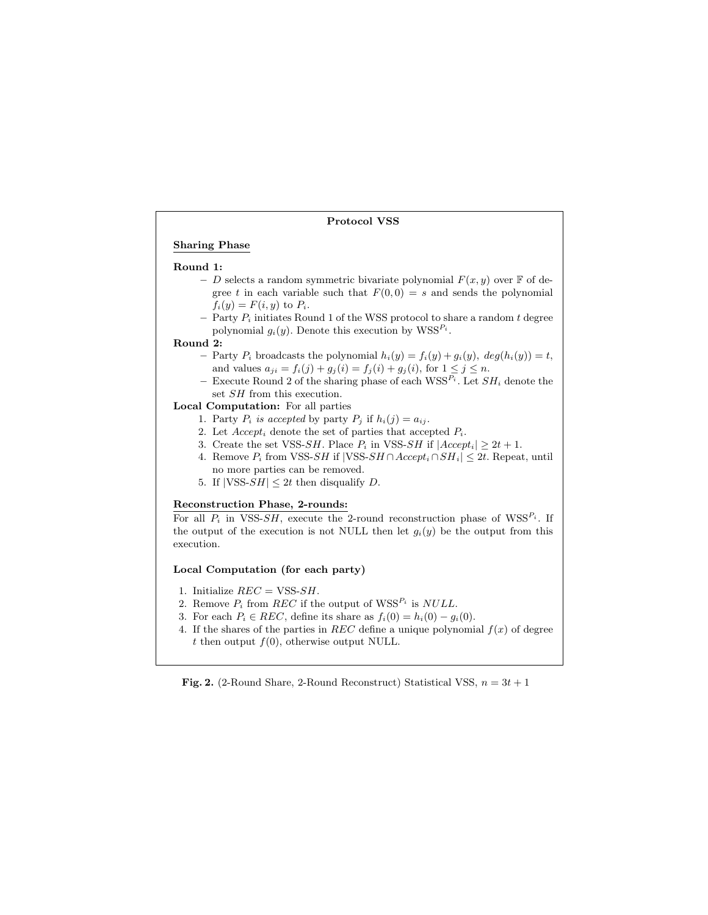**Protocol VSS**

**Sharing Phase**

**Round 1:**

- $D$ selects a random symmetric bivariate polynomial $F(x, y)$ over $\mathbb{F}$ of degree $t$ in each variable such that $F(0, 0) = s$ and sends the polynomial $f_i(y) = F(i, y)$ to $P_i$.
- Party $P_i$ initiates Round 1 of the WSS protocol to share a random $t$ degree polynomial $g_i(y)$. Denote this execution by $\text{WSS}^{P_i}$.

**Round 2:**

- Party $P_i$ broadcasts the polynomial $h_i(y) = f_i(y) + g_i(y)$, $deg(h_i(y)) = t$, and values $a_{ji} = f_i(j) + g_j(i) = f_j(i) + g_j(i)$, for $1 \leq j \leq n$.
- Execute Round 2 of the sharing phase of each $\text{WSS}^{P_i}$. Let $SH_i$ denote the set $SH$ from this execution.

**Local Computation:** For all parties

1. Party $P_i$ *is accepted* by party $P_j$ if $h_i(j) = a_{ij}$.
2. Let $Accept_i$ denote the set of parties that accepted $P_i$.
3. Create the set VSS-$SH$. Place $P_i$ in VSS-$SH$ if $|Accept_i| \geq 2t + 1$.
4. Remove $P_i$ from VSS-$SH$ if $|\text{VSS-}SH \cap Accept_i \cap SH_i| \leq 2t$. Repeat, until no more parties can be removed.
5. If $|\text{VSS-}SH| \leq 2t$ then disqualify $D$.

**Reconstruction Phase, 2-rounds:**

For all $P_i$ in VSS-$SH$, execute the 2-round reconstruction phase of $\text{WSS}^{P_i}$. If the output of the execution is not NULL then let $g_i(y)$ be the output from this execution.

**Local Computation (for each party)**

1. Initialize $REC = \text{VSS-}SH$.
2. Remove $P_i$ from $REC$ if the output of $\text{WSS}^{P_i}$ is $NULL$.
3. For each $P_i \in REC$, define its share as $f_i(0) = h_i(0) - g_i(0)$.
4. If the shares of the parties in $REC$ define a unique polynomial $f(x)$ of degree $t$ then output $f(0)$, otherwise output NULL.

**Fig. 2.** (2-Round Share, 2-Round Reconstruct) Statistical VSS, $n = 3t + 1$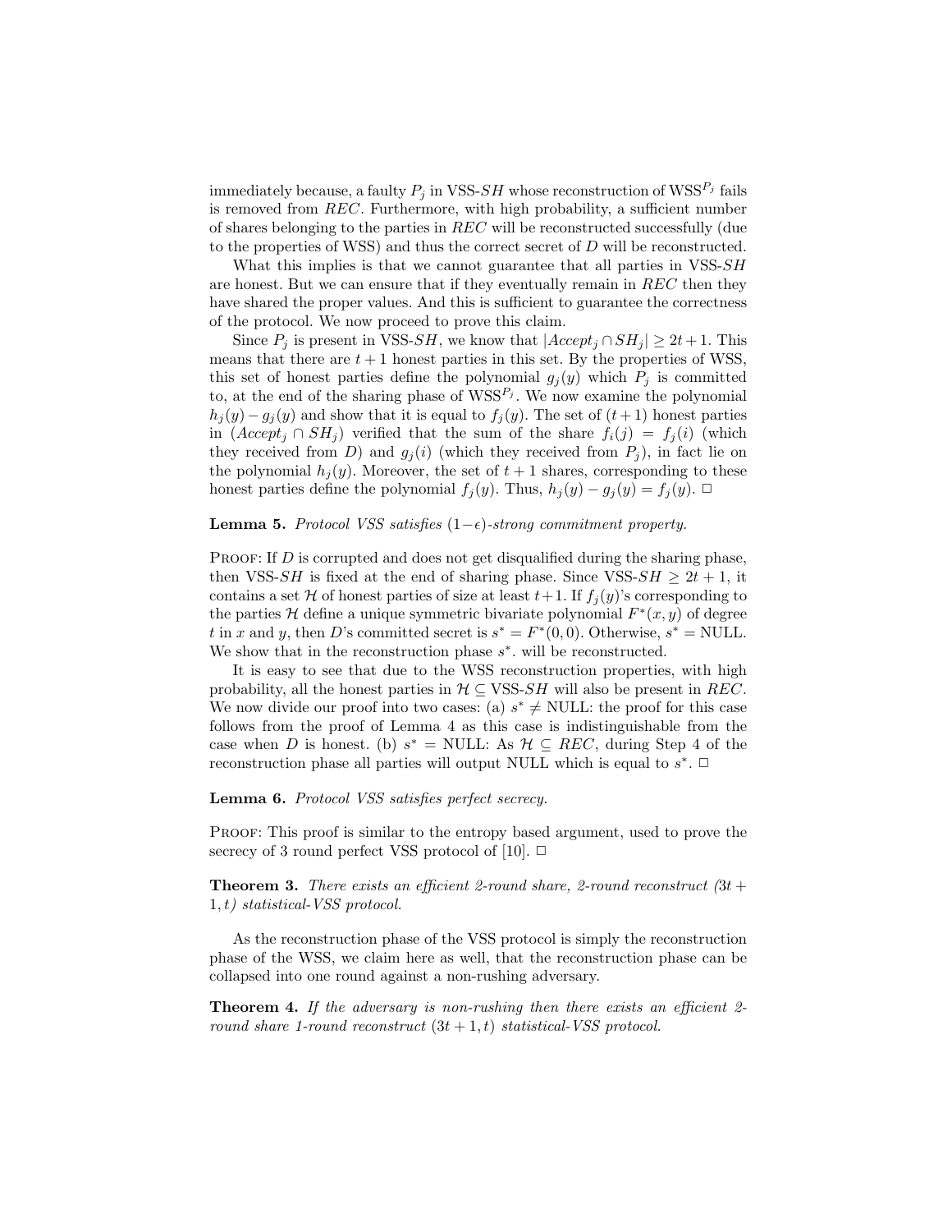immediately because, a faulty $P_j$ in VSS-$SH$ whose reconstruction of $\text{WSS}^{P_j}$ fails is removed from $REC$. Furthermore, with high probability, a sufficient number of shares belonging to the parties in $REC$ will be reconstructed successfully (due to the properties of WSS) and thus the correct secret of $D$ will be reconstructed.

What this implies is that we cannot guarantee that all parties in VSS-$SH$ are honest. But we can ensure that if they eventually remain in $REC$ then they have shared the proper values. And this is sufficient to guarantee the correctness of the protocol. We now proceed to prove this claim.

Since $P_j$ is present in VSS-$SH$, we know that $|Accept_j \cap SH_j| \geq 2t+1$. This means that there are $t+1$ honest parties in this set. By the properties of WSS, this set of honest parties define the polynomial $g_j(y)$ which $P_j$ is committed to, at the end of the sharing phase of $\text{WSS}^{P_j}$. We now examine the polynomial $h_j(y) - g_j(y)$ and show that it is equal to $f_j(y)$. The set of $(t+1)$ honest parties in $(Accept_j \cap SH_j)$ verified that the sum of the share $f_i(j) = f_j(i)$ (which they received from $D$) and $g_j(i)$ (which they received from $P_j$), in fact lie on the polynomial $h_j(y)$. Moreover, the set of $t+1$ shares, corresponding to these honest parties define the polynomial $f_j(y)$. Thus, $h_j(y) - g_j(y) = f_j(y)$. □

**Lemma 5.** *Protocol VSS satisfies $(1-\epsilon)$-strong commitment property.*

Proof: If $D$ is corrupted and does not get disqualified during the sharing phase, then VSS-$SH$ is fixed at the end of sharing phase. Since VSS-$SH \geq 2t+1$, it contains a set $\mathcal{H}$ of honest parties of size at least $t+1$. If $f_j(y)$'s corresponding to the parties $\mathcal{H}$ define a unique symmetric bivariate polynomial $F^*(x,y)$ of degree $t$ in $x$ and $y$, then $D$'s committed secret is $s^* = F^*(0,0)$. Otherwise, $s^* = \text{NULL}$. We show that in the reconstruction phase $s^*$. will be reconstructed.

It is easy to see that due to the WSS reconstruction properties, with high probability, all the honest parties in $\mathcal{H} \subseteq$ VSS-$SH$ will also be present in $REC$. We now divide our proof into two cases: (a) $s^* \neq \text{NULL}$: the proof for this case follows from the proof of Lemma 4 as this case is indistinguishable from the case when $D$ is honest. (b) $s^* = \text{NULL}$: As $\mathcal{H} \subseteq REC$, during Step 4 of the reconstruction phase all parties will output NULL which is equal to $s^*$. □

**Lemma 6.** *Protocol VSS satisfies perfect secrecy.*

Proof: This proof is similar to the entropy based argument, used to prove the secrecy of 3 round perfect VSS protocol of [10]. □

**Theorem 3.** *There exists an efficient 2-round share, 2-round reconstruct $(3t+1, t)$ statistical-VSS protocol.*

As the reconstruction phase of the VSS protocol is simply the reconstruction phase of the WSS, we claim here as well, that the reconstruction phase can be collapsed into one round against a non-rushing adversary.

**Theorem 4.** *If the adversary is non-rushing then there exists an efficient 2-round share 1-round reconstruct $(3t+1, t)$ statistical-VSS protocol.*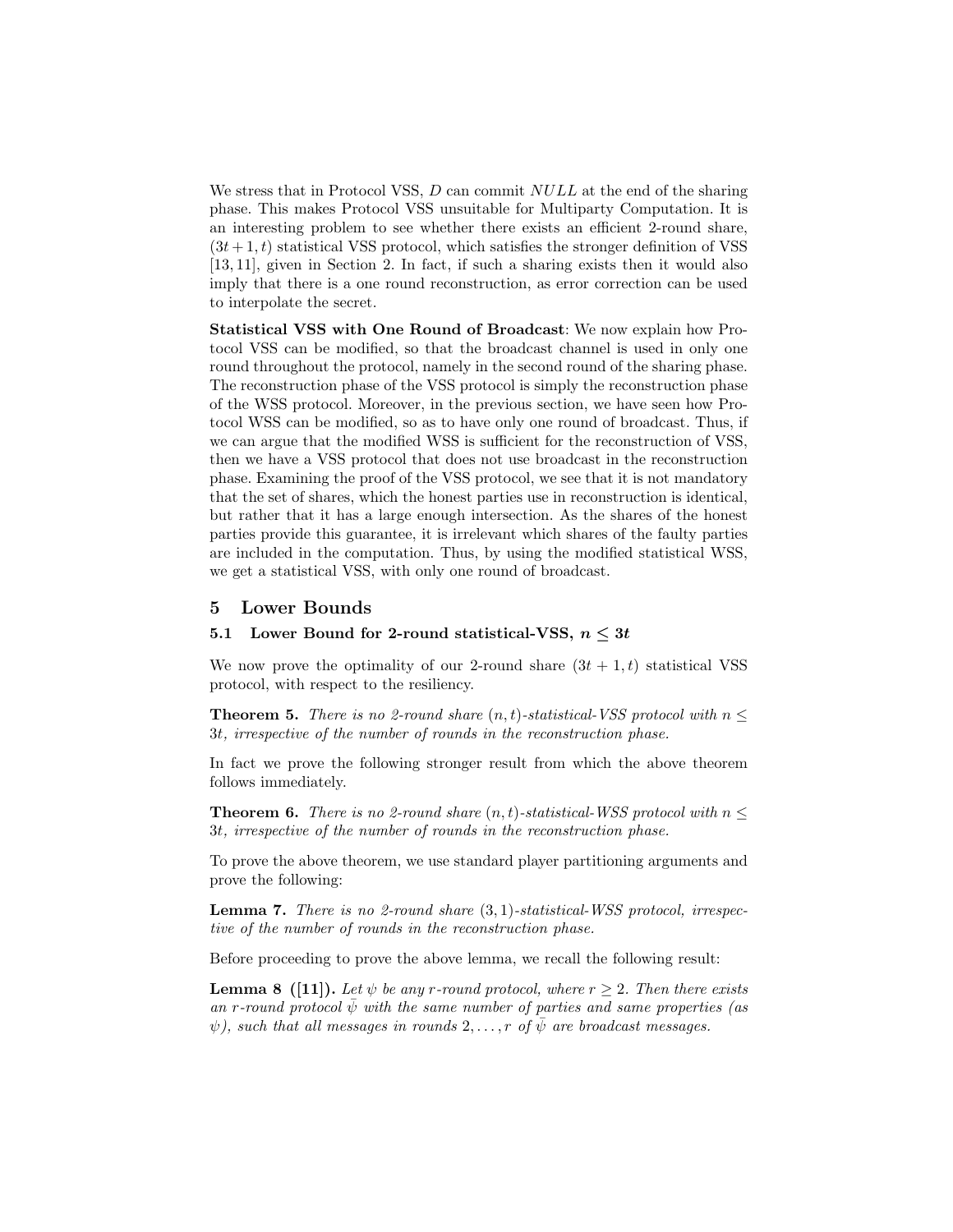We stress that in Protocol VSS, $D$ can commit $NULL$ at the end of the sharing phase. This makes Protocol VSS unsuitable for Multiparty Computation. It is an interesting problem to see whether there exists an efficient 2-round share, $(3t+1,t)$ statistical VSS protocol, which satisfies the stronger definition of VSS [13, 11], given in Section 2. In fact, if such a sharing exists then it would also imply that there is a one round reconstruction, as error correction can be used to interpolate the secret.

**Statistical VSS with One Round of Broadcast**: We now explain how Protocol VSS can be modified, so that the broadcast channel is used in only one round throughout the protocol, namely in the second round of the sharing phase. The reconstruction phase of the VSS protocol is simply the reconstruction phase of the WSS protocol. Moreover, in the previous section, we have seen how Protocol WSS can be modified, so as to have only one round of broadcast. Thus, if we can argue that the modified WSS is sufficient for the reconstruction of VSS, then we have a VSS protocol that does not use broadcast in the reconstruction phase. Examining the proof of the VSS protocol, we see that it is not mandatory that the set of shares, which the honest parties use in reconstruction is identical, but rather that it has a large enough intersection. As the shares of the honest parties provide this guarantee, it is irrelevant which shares of the faulty parties are included in the computation. Thus, by using the modified statistical WSS, we get a statistical VSS, with only one round of broadcast.

## 5 Lower Bounds

### 5.1 Lower Bound for 2-round statistical-VSS, $n \leq 3t$

We now prove the optimality of our 2-round share $(3t+1,t)$ statistical VSS protocol, with respect to the resiliency.

**Theorem 5.** *There is no 2-round share $(n,t)$-statistical-VSS protocol with $n \leq 3t$, irrespective of the number of rounds in the reconstruction phase.*

In fact we prove the following stronger result from which the above theorem follows immediately.

**Theorem 6.** *There is no 2-round share $(n,t)$-statistical-WSS protocol with $n \leq 3t$, irrespective of the number of rounds in the reconstruction phase.*

To prove the above theorem, we use standard player partitioning arguments and prove the following:

**Lemma 7.** *There is no 2-round share $(3,1)$-statistical-WSS protocol, irrespective of the number of rounds in the reconstruction phase.*

Before proceeding to prove the above lemma, we recall the following result:

**Lemma 8 ([11]).** *Let $\psi$ be any $r$-round protocol, where $r \geq 2$. Then there exists an $r$-round protocol $\bar{\psi}$ with the same number of parties and same properties (as $\psi$), such that all messages in rounds $2,\ldots,r$ of $\bar{\psi}$ are broadcast messages.*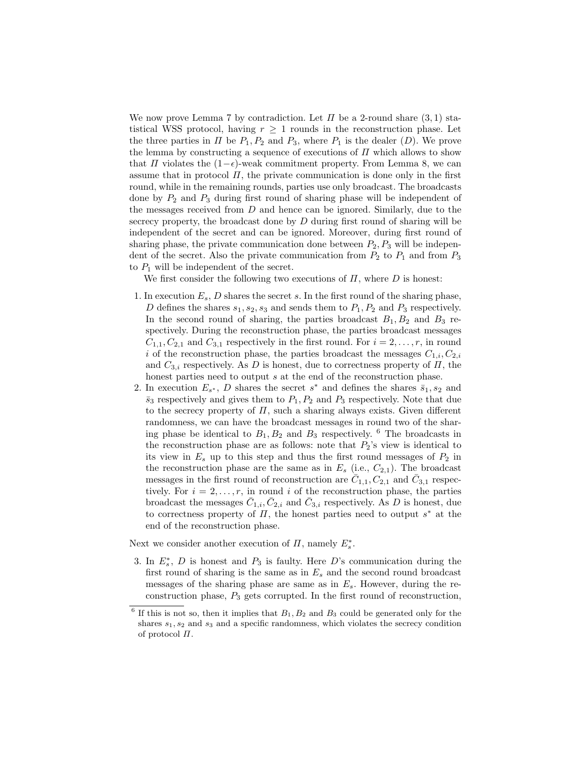We now prove Lemma 7 by contradiction. Let $\Pi$ be a 2-round share $(3,1)$ statistical WSS protocol, having $r \geq 1$ rounds in the reconstruction phase. Let the three parties in $\Pi$ be $P_1, P_2$ and $P_3$, where $P_1$ is the dealer ($D$). We prove the lemma by constructing a sequence of executions of $\Pi$ which allows to show that $\Pi$ violates the $(1-\epsilon)$-weak commitment property. From Lemma 8, we can assume that in protocol $\Pi$, the private communication is done only in the first round, while in the remaining rounds, parties use only broadcast. The broadcasts done by $P_2$ and $P_3$ during first round of sharing phase will be independent of the messages received from $D$ and hence can be ignored. Similarly, due to the secrecy property, the broadcast done by $D$ during first round of sharing will be independent of the secret and can be ignored. Moreover, during first round of sharing phase, the private communication done between $P_2, P_3$ will be independent of the secret. Also the private communication from $P_2$ to $P_1$ and from $P_3$ to $P_1$ will be independent of the secret.

We first consider the following two executions of $\Pi$, where $D$ is honest:

1. In execution $E_s$, $D$ shares the secret $s$. In the first round of the sharing phase, $D$ defines the shares $s_1, s_2, s_3$ and sends them to $P_1, P_2$ and $P_3$ respectively. In the second round of sharing, the parties broadcast $B_1, B_2$ and $B_3$ respectively. During the reconstruction phase, the parties broadcast messages $C_{1,1}, C_{2,1}$ and $C_{3,1}$ respectively in the first round. For $i = 2, \ldots, r$, in round $i$ of the reconstruction phase, the parties broadcast the messages $C_{1,i}, C_{2,i}$ and $C_{3,i}$ respectively. As $D$ is honest, due to correctness property of $\Pi$, the honest parties need to output $s$ at the end of the reconstruction phase.
2. In execution $E_{s^*}$, $D$ shares the secret $s^*$ and defines the shares $\bar{s}_1, s_2$ and $\bar{s}_3$ respectively and gives them to $P_1, P_2$ and $P_3$ respectively. Note that due to the secrecy property of $\Pi$, such a sharing always exists. Given different randomness, we can have the broadcast messages in round two of the sharing phase be identical to $B_1, B_2$ and $B_3$ respectively. [6] The broadcasts in the reconstruction phase are as follows: note that $P_2$'s view is identical to its view in $E_s$ up to this step and thus the first round messages of $P_2$ in the reconstruction phase are the same as in $E_s$ (i.e., $C_{2,1}$). The broadcast messages in the first round of reconstruction are $\bar{C}_{1,1}, C_{2,1}$ and $\bar{C}_{3,1}$ respectively. For $i = 2, \ldots, r$, in round $i$ of the reconstruction phase, the parties broadcast the messages $\bar{C}_{1,i}, \bar{C}_{2,i}$ and $\bar{C}_{3,i}$ respectively. As $D$ is honest, due to correctness property of $\Pi$, the honest parties need to output $s^*$ at the end of the reconstruction phase.

Next we consider another execution of $\Pi$, namely $E^*_s$.

3. In $E^*_s$, $D$ is honest and $P_3$ is faulty. Here $D$'s communication during the first round of sharing is the same as in $E_s$ and the second round broadcast messages of the sharing phase are same as in $E_s$. However, during the reconstruction phase, $P_3$ gets corrupted. In the first round of reconstruction,

[6] If this is not so, then it implies that $B_1, B_2$ and $B_3$ could be generated only for the shares $s_1, s_2$ and $s_3$ and a specific randomness, which violates the secrecy condition of protocol $\Pi$.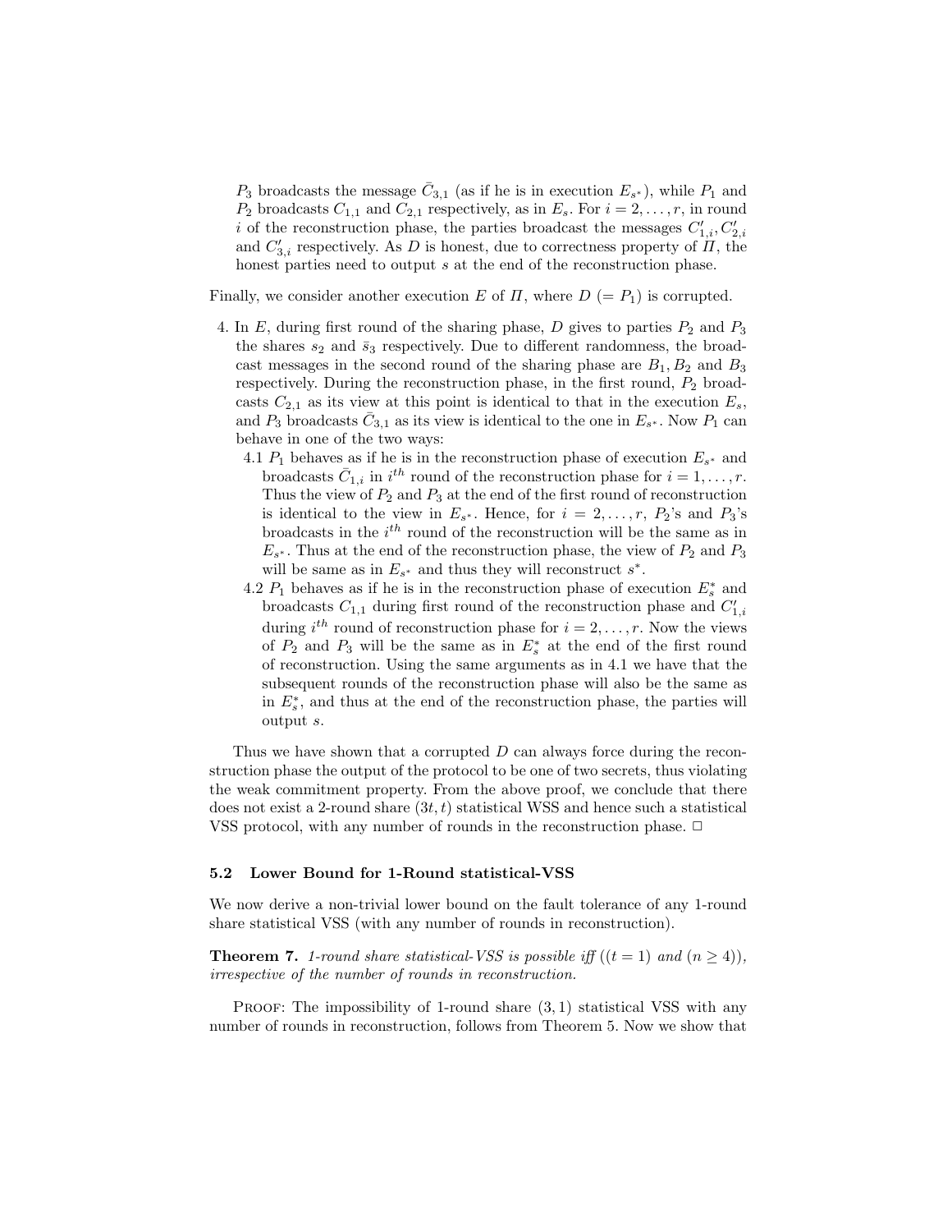$P_3$ broadcasts the message $\bar{C}_{3,1}$ (as if he is in execution $E_{s^*}$), while $P_1$ and $P_2$ broadcasts $C_{1,1}$ and $C_{2,1}$ respectively, as in $E_s$. For $i = 2, \ldots, r$, in round $i$ of the reconstruction phase, the parties broadcast the messages $C'_{1,i}, C'_{2,i}$ and $C'_{3,i}$ respectively. As $D$ is honest, due to correctness property of $\Pi$, the honest parties need to output $s$ at the end of the reconstruction phase.

Finally, we consider another execution $E$ of $\Pi$, where $D$ ($= P_1$) is corrupted.

4. In $E$, during first round of the sharing phase, $D$ gives to parties $P_2$ and $P_3$ the shares $s_2$ and $\bar{s}_3$ respectively. Due to different randomness, the broadcast messages in the second round of the sharing phase are $B_1, B_2$ and $B_3$ respectively. During the reconstruction phase, in the first round, $P_2$ broadcasts $C_{2,1}$ as its view at this point is identical to that in the execution $E_s$, and $P_3$ broadcasts $\bar{C}_{3,1}$ as its view is identical to the one in $E_{s^*}$. Now $P_1$ can behave in one of the two ways:
   - 4.1 $P_1$ behaves as if he is in the reconstruction phase of execution $E_{s^*}$ and broadcasts $\bar{C}_{1,i}$ in $i^{th}$ round of the reconstruction phase for $i = 1, \ldots, r$. Thus the view of $P_2$ and $P_3$ at the end of the first round of reconstruction is identical to the view in $E_{s^*}$. Hence, for $i = 2, \ldots, r$, $P_2$'s and $P_3$'s broadcasts in the $i^{th}$ round of the reconstruction will be the same as in $E_{s^*}$. Thus at the end of the reconstruction phase, the view of $P_2$ and $P_3$ will be same as in $E_{s^*}$ and thus they will reconstruct $s^*$.
   - 4.2 $P_1$ behaves as if he is in the reconstruction phase of execution $E^*_s$ and broadcasts $C_{1,1}$ during first round of the reconstruction phase and $C'_{1,i}$ during $i^{th}$ round of reconstruction phase for $i = 2, \ldots, r$. Now the views of $P_2$ and $P_3$ will be the same as in $E^*_s$ at the end of the first round of reconstruction. Using the same arguments as in 4.1 we have that the subsequent rounds of the reconstruction phase will also be the same as in $E^*_s$, and thus at the end of the reconstruction phase, the parties will output $s$.

Thus we have shown that a corrupted $D$ can always force during the reconstruction phase the output of the protocol to be one of two secrets, thus violating the weak commitment property. From the above proof, we conclude that there does not exist a 2-round share $(3t, t)$ statistical WSS and hence such a statistical VSS protocol, with any number of rounds in the reconstruction phase. □

### 5.2 Lower Bound for 1-Round statistical-VSS

We now derive a non-trivial lower bound on the fault tolerance of any 1-round share statistical VSS (with any number of rounds in reconstruction).

**Theorem 7.** *1-round share statistical-VSS is possible iff $((t = 1)$ and $(n \geq 4))$, irrespective of the number of rounds in reconstruction.*

Proof: The impossibility of 1-round share $(3, 1)$ statistical VSS with any number of rounds in reconstruction, follows from Theorem 5. Now we show that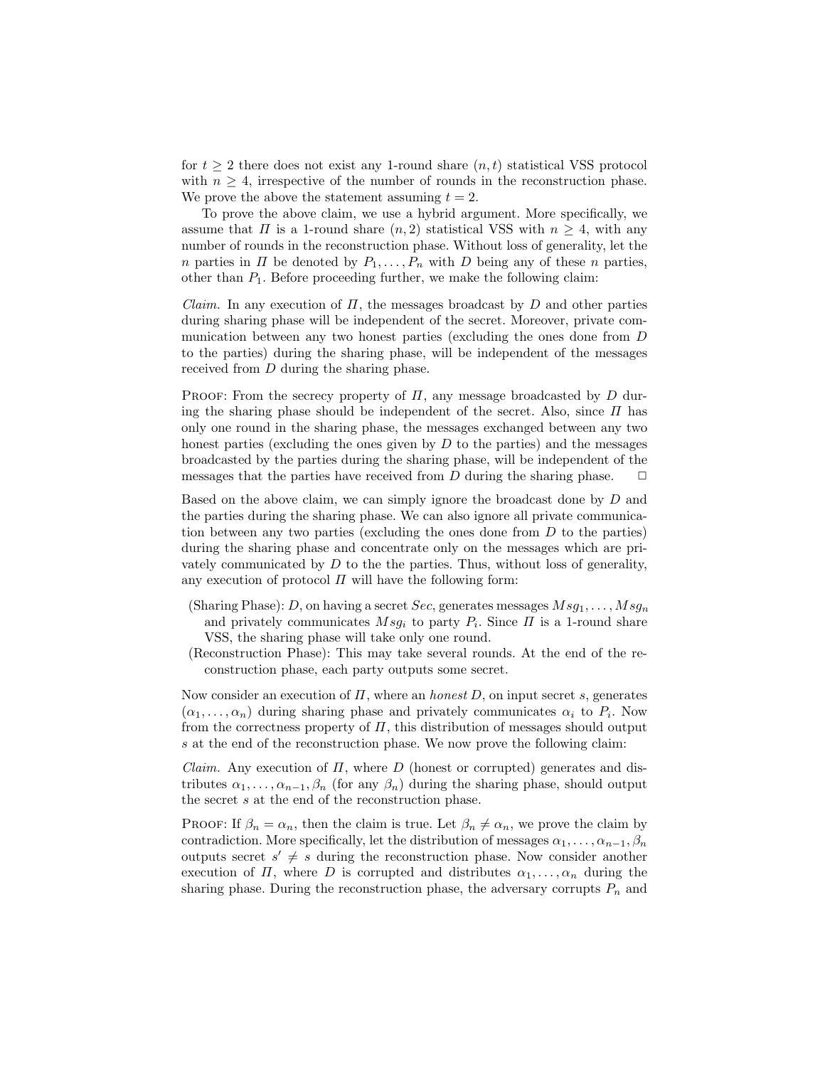for $t \geq 2$ there does not exist any 1-round share $(n, t)$ statistical VSS protocol with $n \geq 4$, irrespective of the number of rounds in the reconstruction phase. We prove the above the statement assuming $t = 2$.

To prove the above claim, we use a hybrid argument. More specifically, we assume that $\Pi$ is a 1-round share $(n, 2)$ statistical VSS with $n \geq 4$, with any number of rounds in the reconstruction phase. Without loss of generality, let the $n$ parties in $\Pi$ be denoted by $P_1, \ldots, P_n$ with $D$ being any of these $n$ parties, other than $P_1$. Before proceeding further, we make the following claim:

*Claim.* In any execution of $\Pi$, the messages broadcast by $D$ and other parties during sharing phase will be independent of the secret. Moreover, private communication between any two honest parties (excluding the ones done from $D$ to the parties) during the sharing phase, will be independent of the messages received from $D$ during the sharing phase.

Proof: From the secrecy property of $\Pi$, any message broadcasted by $D$ during the sharing phase should be independent of the secret. Also, since $\Pi$ has only one round in the sharing phase, the messages exchanged between any two honest parties (excluding the ones given by $D$ to the parties) and the messages broadcasted by the parties during the sharing phase, will be independent of the messages that the parties have received from $D$ during the sharing phase. □

Based on the above claim, we can simply ignore the broadcast done by $D$ and the parties during the sharing phase. We can also ignore all private communication between any two parties (excluding the ones done from $D$ to the parties) during the sharing phase and concentrate only on the messages which are privately communicated by $D$ to the the parties. Thus, without loss of generality, any execution of protocol $\Pi$ will have the following form:

- (Sharing Phase): $D$, on having a secret $Sec$, generates messages $Msg_1, \ldots, Msg_n$ and privately communicates $Msg_i$ to party $P_i$. Since $\Pi$ is a 1-round share VSS, the sharing phase will take only one round.
- (Reconstruction Phase): This may take several rounds. At the end of the reconstruction phase, each party outputs some secret.

Now consider an execution of $\Pi$, where an *honest* $D$, on input secret $s$, generates $(\alpha_1, \ldots, \alpha_n)$ during sharing phase and privately communicates $\alpha_i$ to $P_i$. Now from the correctness property of $\Pi$, this distribution of messages should output $s$ at the end of the reconstruction phase. We now prove the following claim:

*Claim.* Any execution of $\Pi$, where $D$ (honest or corrupted) generates and distributes $\alpha_1, \ldots, \alpha_{n-1}, \beta_n$ (for any $\beta_n$) during the sharing phase, should output the secret $s$ at the end of the reconstruction phase.

Proof: If $\beta_n = \alpha_n$, then the claim is true. Let $\beta_n \neq \alpha_n$, we prove the claim by contradiction. More specifically, let the distribution of messages $\alpha_1, \ldots, \alpha_{n-1}, \beta_n$ outputs secret $s' \neq s$ during the reconstruction phase. Now consider another execution of $\Pi$, where $D$ is corrupted and distributes $\alpha_1, \ldots, \alpha_n$ during the sharing phase. During the reconstruction phase, the adversary corrupts $P_n$ and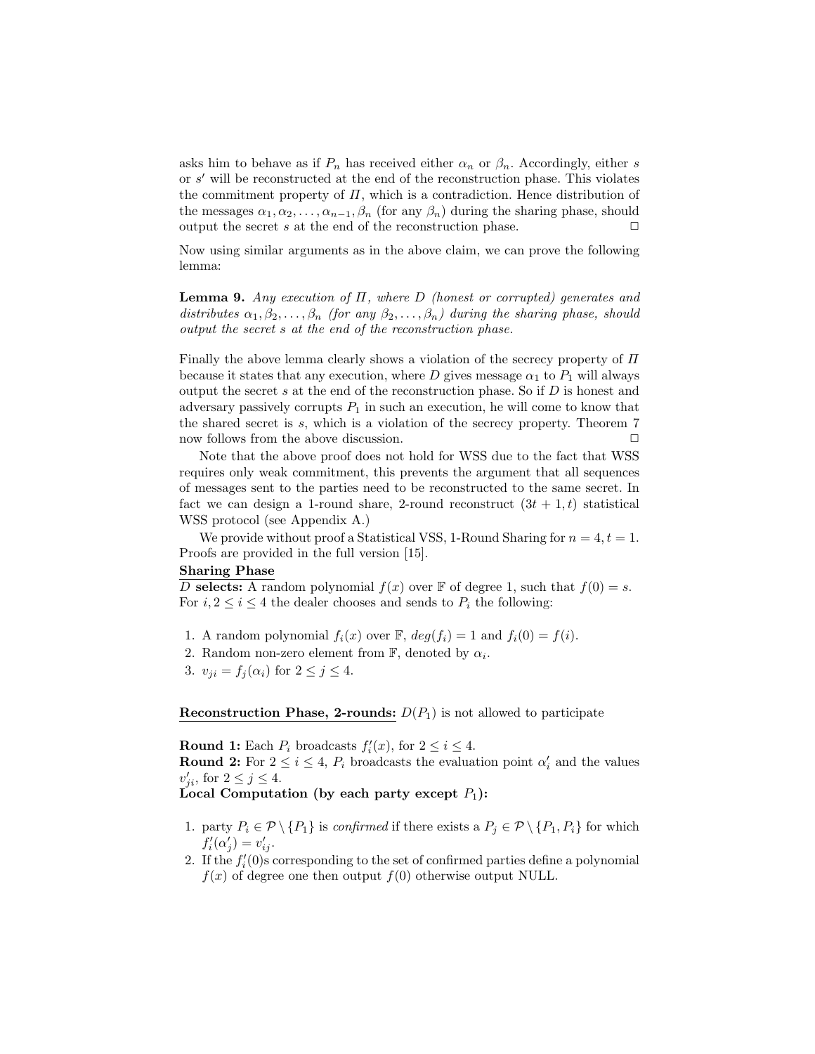asks him to behave as if $P_n$ has received either $\alpha_n$ or $\beta_n$. Accordingly, either $s$ or $s'$ will be reconstructed at the end of the reconstruction phase. This violates the commitment property of $\Pi$, which is a contradiction. Hence distribution of the messages $\alpha_1, \alpha_2, \ldots, \alpha_{n-1}, \beta_n$ (for any $\beta_n$) during the sharing phase, should output the secret $s$ at the end of the reconstruction phase. □

Now using similar arguments as in the above claim, we can prove the following lemma:

**Lemma 9.** *Any execution of $\Pi$, where $D$ (honest or corrupted) generates and distributes $\alpha_1, \beta_2, \ldots, \beta_n$ (for any $\beta_2, \ldots, \beta_n$) during the sharing phase, should output the secret $s$ at the end of the reconstruction phase.*

Finally the above lemma clearly shows a violation of the secrecy property of $\Pi$ because it states that any execution, where $D$ gives message $\alpha_1$ to $P_1$ will always output the secret $s$ at the end of the reconstruction phase. So if $D$ is honest and adversary passively corrupts $P_1$ in such an execution, he will come to know that the shared secret is $s$, which is a violation of the secrecy property. Theorem 7 now follows from the above discussion. □

Note that the above proof does not hold for WSS due to the fact that WSS requires only weak commitment, this prevents the argument that all sequences of messages sent to the parties need to be reconstructed to the same secret. In fact we can design a 1-round share, 2-round reconstruct $(3t+1, t)$ statistical WSS protocol (see Appendix A.)

We provide without proof a Statistical VSS, 1-Round Sharing for $n = 4, t = 1$. Proofs are provided in the full version [15].

**Sharing Phase**

$D$ **selects:** A random polynomial $f(x)$ over $\mathbb{F}$ of degree 1, such that $f(0) = s$. For $i, 2 \leq i \leq 4$ the dealer chooses and sends to $P_i$ the following:

1. A random polynomial $f_i(x)$ over $\mathbb{F}$, $deg(f_i) = 1$ and $f_i(0) = f(i)$.
2. Random non-zero element from $\mathbb{F}$, denoted by $\alpha_i$.
3. $v_{ji} = f_j(\alpha_i)$ for $2 \leq j \leq 4$.

**Reconstruction Phase, 2-rounds:** $D(P_1)$ is not allowed to participate

**Round 1:** Each $P_i$ broadcasts $f'_i(x)$, for $2 \leq i \leq 4$.
**Round 2:** For $2 \leq i \leq 4$, $P_i$ broadcasts the evaluation point $\alpha'_i$ and the values $v'_{ji}$, for $2 \leq j \leq 4$.
**Local Computation (by each party except $P_1$):**

1. party $P_i \in \mathcal{P} \setminus \{P_1\}$ is *confirmed* if there exists a $P_j \in \mathcal{P} \setminus \{P_1, P_i\}$ for which $f'_i(\alpha'_j) = v'_{ij}$.
2. If the $f'_i(0)$s corresponding to the set of confirmed parties define a polynomial $f(x)$ of degree one then output $f(0)$ otherwise output NULL.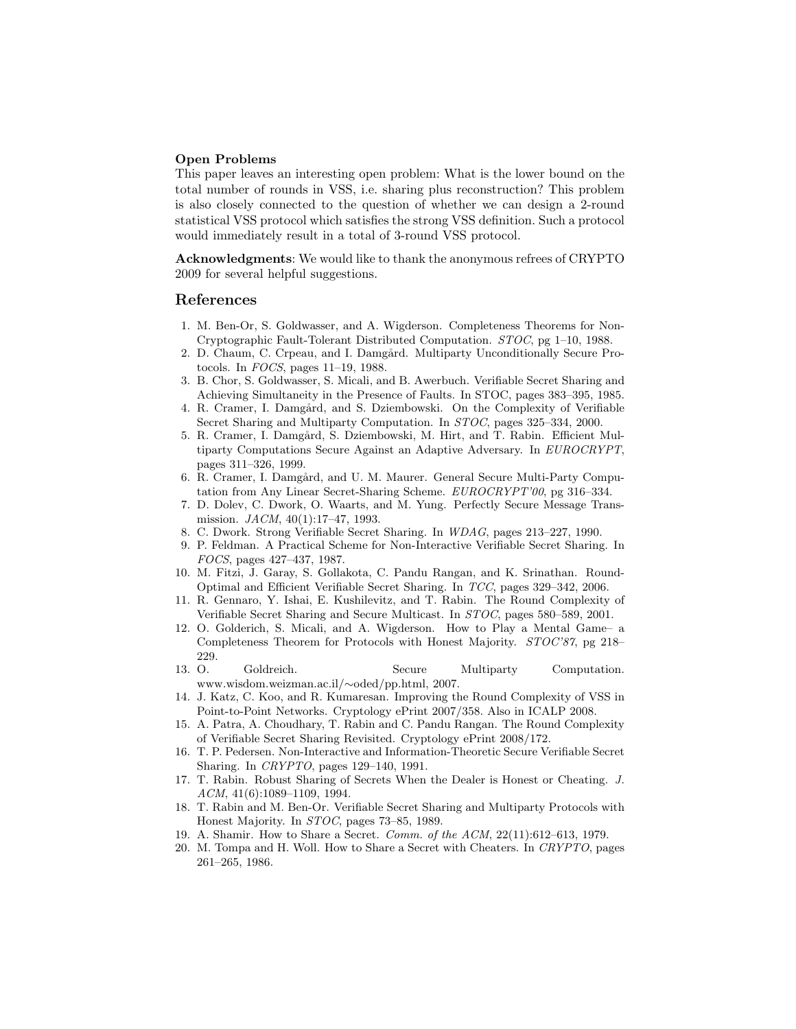**Open Problems**
This paper leaves an interesting open problem: What is the lower bound on the total number of rounds in VSS, i.e. sharing plus reconstruction? This problem is also closely connected to the question of whether we can design a 2-round statistical VSS protocol which satisfies the strong VSS definition. Such a protocol would immediately result in a total of 3-round VSS protocol.

**Acknowledgments**: We would like to thank the anonymous refrees of CRYPTO 2009 for several helpful suggestions.

## References

1. M. Ben-Or, S. Goldwasser, and A. Wigderson. Completeness Theorems for Non-Cryptographic Fault-Tolerant Distributed Computation. *STOC*, pg 1–10, 1988.
2. D. Chaum, C. Crpeau, and I. Damgård. Multiparty Unconditionally Secure Protocols. In *FOCS*, pages 11–19, 1988.
3. B. Chor, S. Goldwasser, S. Micali, and B. Awerbuch. Verifiable Secret Sharing and Achieving Simultaneity in the Presence of Faults. In STOC, pages 383–395, 1985.
4. R. Cramer, I. Damgård, and S. Dziembowski. On the Complexity of Verifiable Secret Sharing and Multiparty Computation. In *STOC*, pages 325–334, 2000.
5. R. Cramer, I. Damgård, S. Dziembowski, M. Hirt, and T. Rabin. Efficient Multiparty Computations Secure Against an Adaptive Adversary. In *EUROCRYPT*, pages 311–326, 1999.
6. R. Cramer, I. Damgård, and U. M. Maurer. General Secure Multi-Party Computation from Any Linear Secret-Sharing Scheme. *EUROCRYPT'00*, pg 316–334.
7. D. Dolev, C. Dwork, O. Waarts, and M. Yung. Perfectly Secure Message Transmission. *JACM*, 40(1):17–47, 1993.
8. C. Dwork. Strong Verifiable Secret Sharing. In *WDAG*, pages 213–227, 1990.
9. P. Feldman. A Practical Scheme for Non-Interactive Verifiable Secret Sharing. In *FOCS*, pages 427–437, 1987.
10. M. Fitzi, J. Garay, S. Gollakota, C. Pandu Rangan, and K. Srinathan. Round-Optimal and Efficient Verifiable Secret Sharing. In *TCC*, pages 329–342, 2006.
11. R. Gennaro, Y. Ishai, E. Kushilevitz, and T. Rabin. The Round Complexity of Verifiable Secret Sharing and Secure Multicast. In *STOC*, pages 580–589, 2001.
12. O. Golderich, S. Micali, and A. Wigderson. How to Play a Mental Game– a Completeness Theorem for Protocols with Honest Majority. *STOC'87*, pg 218–229.
13. O. Goldreich. Secure Multiparty Computation. www.wisdom.weizman.ac.il/∼oded/pp.html, 2007.
14. J. Katz, C. Koo, and R. Kumaresan. Improving the Round Complexity of VSS in Point-to-Point Networks. Cryptology ePrint 2007/358. Also in ICALP 2008.
15. A. Patra, A. Choudhary, T. Rabin and C. Pandu Rangan. The Round Complexity of Verifiable Secret Sharing Revisited. Cryptology ePrint 2008/172.
16. T. P. Pedersen. Non-Interactive and Information-Theoretic Secure Verifiable Secret Sharing. In *CRYPTO*, pages 129–140, 1991.
17. T. Rabin. Robust Sharing of Secrets When the Dealer is Honest or Cheating. *J. ACM*, 41(6):1089–1109, 1994.
18. T. Rabin and M. Ben-Or. Verifiable Secret Sharing and Multiparty Protocols with Honest Majority. In *STOC*, pages 73–85, 1989.
19. A. Shamir. How to Share a Secret. *Comm. of the ACM*, 22(11):612–613, 1979.
20. M. Tompa and H. Woll. How to Share a Secret with Cheaters. In *CRYPTO*, pages 261–265, 1986.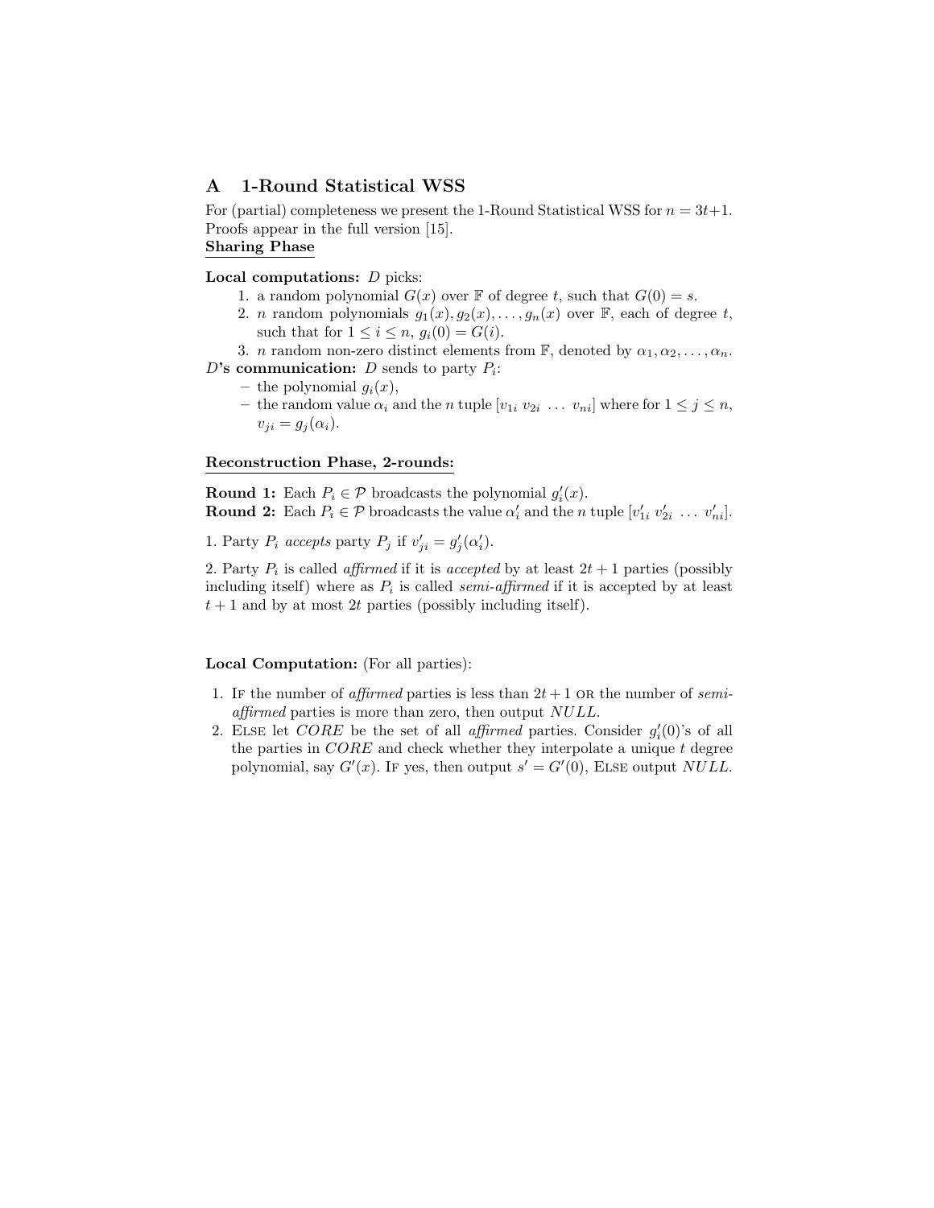## A 1-Round Statistical WSS

For (partial) completeness we present the 1-Round Statistical WSS for $n = 3t+1$. Proofs appear in the full version [15].

**Sharing Phase**

**Local computations:** $D$ picks:

1. a random polynomial $G(x)$ over $\mathbb{F}$ of degree $t$, such that $G(0) = s$.
2. $n$ random polynomials $g_1(x), g_2(x), \ldots, g_n(x)$ over $\mathbb{F}$, each of degree $t$, such that for $1 \leq i \leq n$, $g_i(0) = G(i)$.
3. $n$ random non-zero distinct elements from $\mathbb{F}$, denoted by $\alpha_1, \alpha_2, \ldots, \alpha_n$.

**$D$'s communication:** $D$ sends to party $P_i$:

- the polynomial $g_i(x)$,
- the random value $\alpha_i$ and the $n$ tuple $[v_{1i}\ v_{2i}\ \ldots\ v_{ni}]$ where for $1 \leq j \leq n$, $v_{ji} = g_j(\alpha_i)$.

**Reconstruction Phase, 2-rounds:**

**Round 1:** Each $P_i \in \mathcal{P}$ broadcasts the polynomial $g'_i(x)$.
**Round 2:** Each $P_i \in \mathcal{P}$ broadcasts the value $\alpha'_i$ and the $n$ tuple $[v'_{1i}\ v'_{2i}\ \ldots\ v'_{ni}]$.

1. Party $P_i$ *accepts* party $P_j$ if $v'_{ji} = g'_j(\alpha'_i)$.

2. Party $P_i$ is called *affirmed* if it is *accepted* by at least $2t+1$ parties (possibly including itself) where as $P_i$ is called *semi-affirmed* if it is accepted by at least $t+1$ and by at most $2t$ parties (possibly including itself).

**Local Computation:** (For all parties):

1. IF the number of *affirmed* parties is less than $2t+1$ OR the number of *semi-affirmed* parties is more than zero, then output $NULL$.
2. ELSE let $CORE$ be the set of all *affirmed* parties. Consider $g'_i(0)$'s of all the parties in $CORE$ and check whether they interpolate a unique $t$ degree polynomial, say $G'(x)$. IF yes, then output $s' = G'(0)$, ELSE output $NULL$.